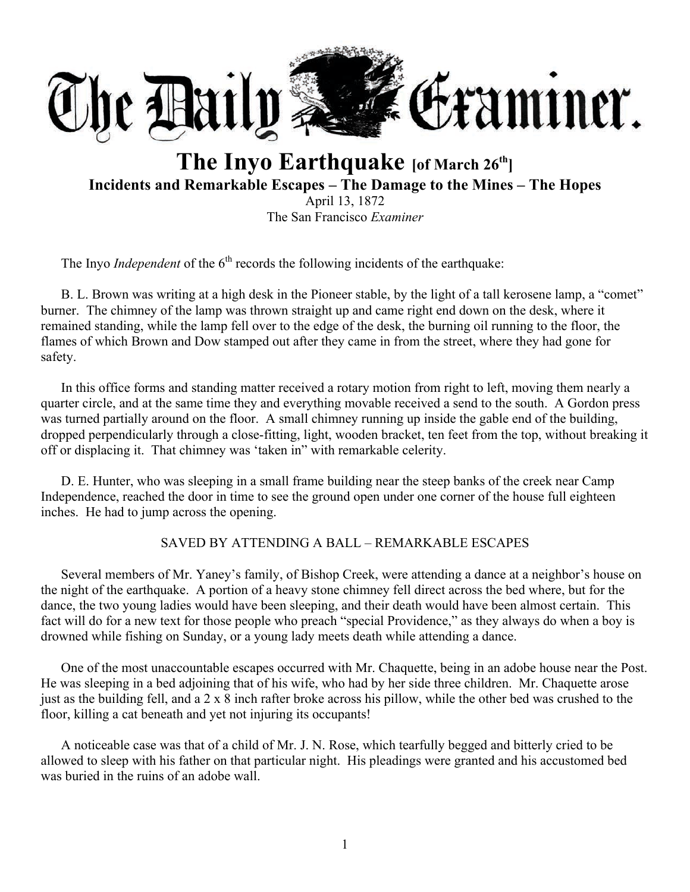# The Daily Examiner.

## The Inyo Earthquake [of March 26th]

### Incidents and Remarkable Escapes – The Damage to the Mines – The Hopes

April 13, 1872

The San Francisco *Examiner*

The Inyo *Independent* of the 6th records the following incidents of the earthquake:

B. L. Brown was writing at a high desk in the Pioneer stable, by the light of a tall kerosene lamp, a "comet" burner. The chimney of the lamp was thrown straight up and came right end down on the desk, where it remained standing, while the lamp fell over to the edge of the desk, the burning oil running to the floor, the flames of which Brown and Dow stamped out after they came in from the street, where they had gone for safety.

In this office forms and standing matter received a rotary motion from right to left, moving them nearly a quarter circle, and at the same time they and everything movable received a send to the south. A Gordon press was turned partially around on the floor. A small chimney running up inside the gable end of the building, dropped perpendicularly through a close-fitting, light, wooden bracket, ten feet from the top, without breaking it off or displacing it. That chimney was 'taken in" with remarkable celerity.

D. E. Hunter, who was sleeping in a small frame building near the steep banks of the creek near Camp Independence, reached the door in time to see the ground open under one corner of the house full eighteen inches. He had to jump across the opening.

SAVED BY ATTENDING A BALL – REMARKABLE ESCAPES

Several members of Mr. Yaney's family, of Bishop Creek, were attending a dance at a neighbor's house on the night of the earthquake. A portion of a heavy stone chimney fell direct across the bed where, but for the dance, the two young ladies would have been sleeping, and their death would have been almost certain. This fact will do for a new text for those people who preach "special Providence," as they always do when a boy is drowned while fishing on Sunday, or a young lady meets death while attending a dance.

One of the most unaccountable escapes occurred with Mr. Chaquette, being in an adobe house near the Post. He was sleeping in a bed adjoining that of his wife, who had by her side three children. Mr. Chaquette arose just as the building fell, and a 2 x 8 inch rafter broke across his pillow, while the other bed was crushed to the floor, killing a cat beneath and yet not injuring its occupants!

A noticeable case was that of a child of Mr. J. N. Rose, which tearfully begged and bitterly cried to be allowed to sleep with his father on that particular night. His pleadings were granted and his accustomed bed was buried in the ruins of an adobe wall.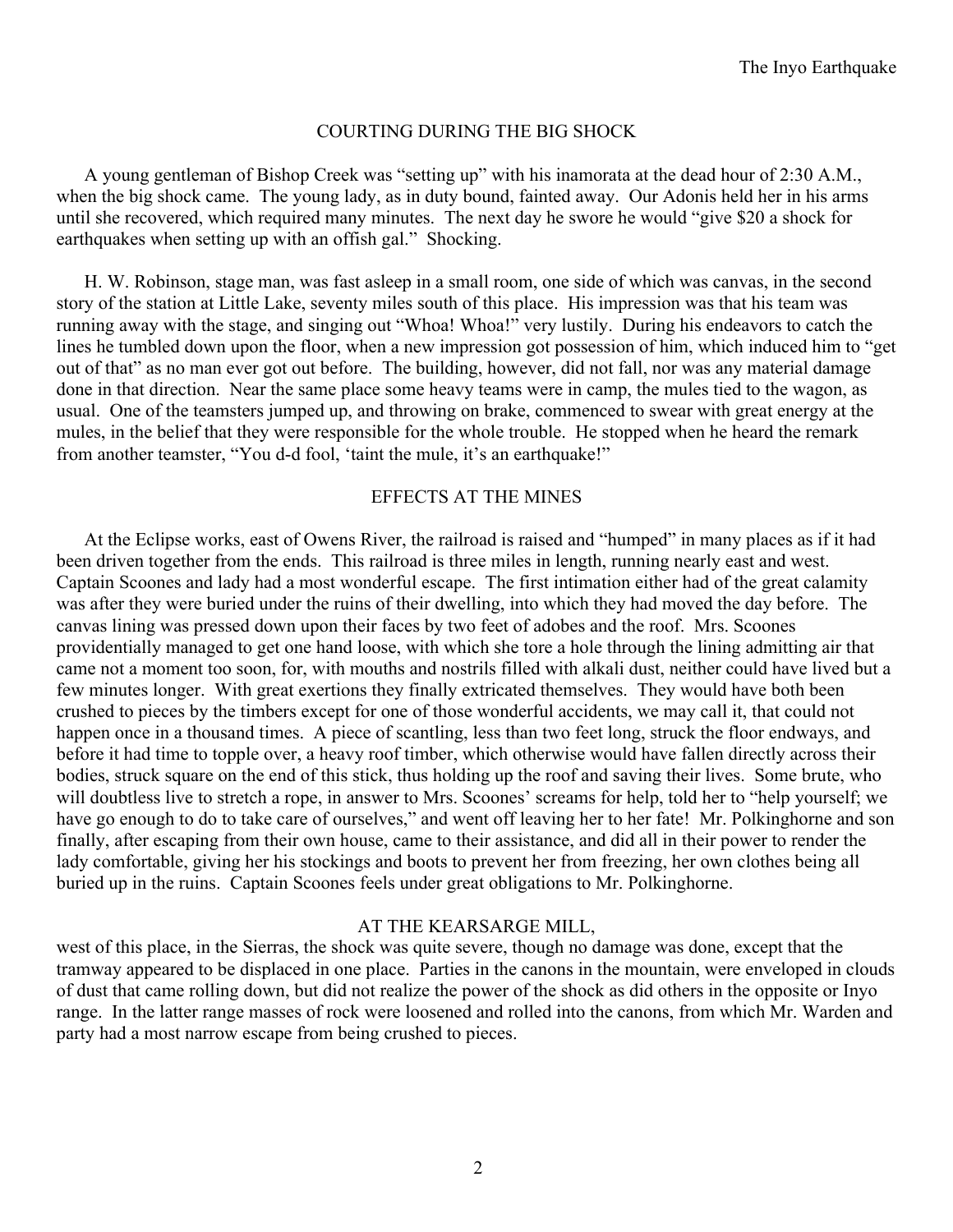## COURTING DURING THE BIG SHOCK

A young gentleman of Bishop Creek was "setting up" with his inamorata at the dead hour of 2:30 A.M., when the big shock came. The young lady, as in duty bound, fainted away. Our Adonis held her in his arms until she recovered, which required many minutes. The next day he swore he would "give $20 a shock for earthquakes when setting up with an offish gal." Shocking.

H. W. Robinson, stage man, was fast asleep in a small room, one side of which was canvas, in the second story of the station at Little Lake, seventy miles south of this place. His impression was that his team was running away with the stage, and singing out "Whoa! Whoa!" very lustily. During his endeavors to catch the lines he tumbled down upon the floor, when a new impression got possession of him, which induced him to "get out of that" as no man ever got out before. The building, however, did not fall, nor was any material damage done in that direction. Near the same place some heavy teams were in camp, the mules tied to the wagon, as usual. One of the teamsters jumped up, and throwing on brake, commenced to swear with great energy at the mules, in the belief that they were responsible for the whole trouble. He stopped when he heard the remark from another teamster, "You d-d fool, 'taint the mule, it's an earthquake!"

## EFFECTS AT THE MINES

At the Eclipse works, east of Owens River, the railroad is raised and "humped" in many places as if it had been driven together from the ends. This railroad is three miles in length, running nearly east and west. Captain Scoones and lady had a most wonderful escape. The first intimation either had of the great calamity was after they were buried under the ruins of their dwelling, into which they had moved the day before. The canvas lining was pressed down upon their faces by two feet of adobes and the roof. Mrs. Scoones providentially managed to get one hand loose, with which she tore a hole through the lining admitting air that came not a moment too soon, for, with mouths and nostrils filled with alkali dust, neither could have lived but a few minutes longer. With great exertions they finally extricated themselves. They would have both been crushed to pieces by the timbers except for one of those wonderful accidents, we may call it, that could not happen once in a thousand times. A piece of scantling, less than two feet long, struck the floor endways, and before it had time to topple over, a heavy roof timber, which otherwise would have fallen directly across their bodies, struck square on the end of this stick, thus holding up the roof and saving their lives. Some brute, who will doubtless live to stretch a rope, in answer to Mrs. Scoones' screams for help, told her to "help yourself; we have go enough to do to take care of ourselves," and went off leaving her to her fate! Mr. Polkinghorne and son finally, after escaping from their own house, came to their assistance, and did all in their power to render the lady comfortable, giving her his stockings and boots to prevent her from freezing, her own clothes being all buried up in the ruins. Captain Scoones feels under great obligations to Mr. Polkinghorne.

## AT THE KEARSARGE MILL,

west of this place, in the Sierras, the shock was quite severe, though no damage was done, except that the tramway appeared to be displaced in one place. Parties in the canons in the mountain, were enveloped in clouds of dust that came rolling down, but did not realize the power of the shock as did others in the opposite or Inyo range. In the latter range masses of rock were loosened and rolled into the canons, from which Mr. Warden and party had a most narrow escape from being crushed to pieces.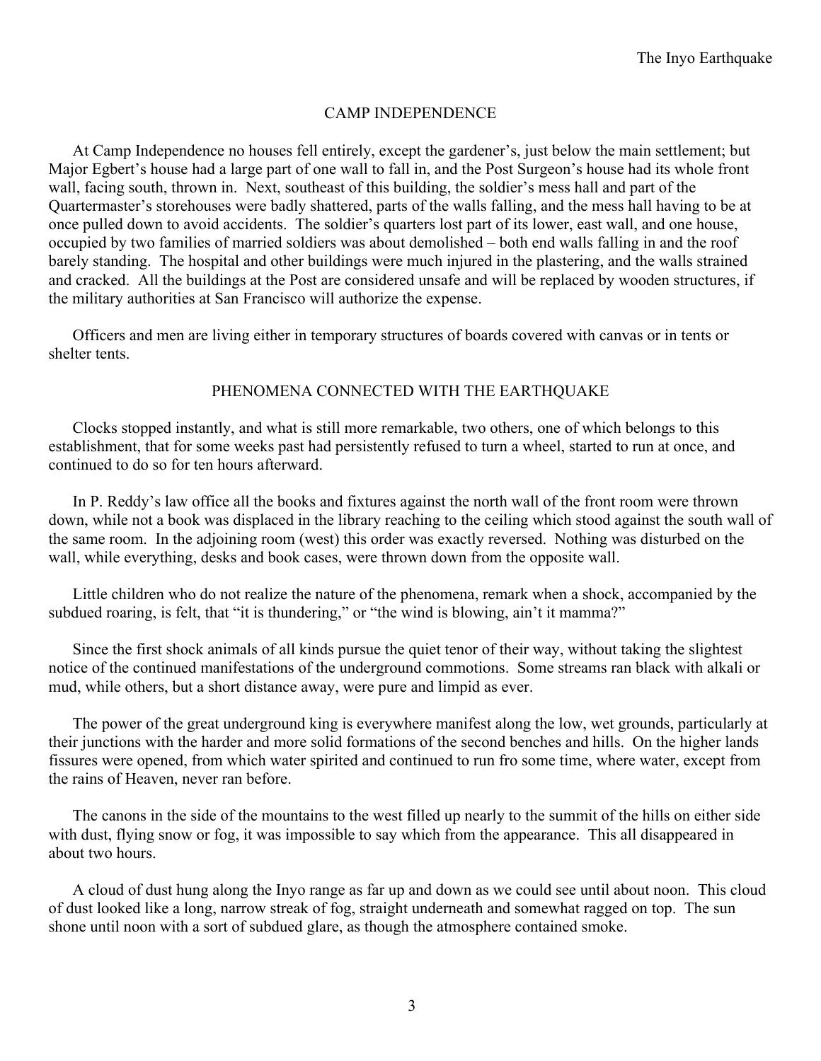## CAMP INDEPENDENCE

At Camp Independence no houses fell entirely, except the gardener's, just below the main settlement; but Major Egbert's house had a large part of one wall to fall in, and the Post Surgeon's house had its whole front wall, facing south, thrown in. Next, southeast of this building, the soldier's mess hall and part of the Quartermaster's storehouses were badly shattered, parts of the walls falling, and the mess hall having to be at once pulled down to avoid accidents. The soldier's quarters lost part of its lower, east wall, and one house, occupied by two families of married soldiers was about demolished – both end walls falling in and the roof barely standing. The hospital and other buildings were much injured in the plastering, and the walls strained and cracked. All the buildings at the Post are considered unsafe and will be replaced by wooden structures, if the military authorities at San Francisco will authorize the expense.

Officers and men are living either in temporary structures of boards covered with canvas or in tents or shelter tents.

## PHENOMENA CONNECTED WITH THE EARTHQUAKE

Clocks stopped instantly, and what is still more remarkable, two others, one of which belongs to this establishment, that for some weeks past had persistently refused to turn a wheel, started to run at once, and continued to do so for ten hours afterward.

In P. Reddy's law office all the books and fixtures against the north wall of the front room were thrown down, while not a book was displaced in the library reaching to the ceiling which stood against the south wall of the same room. In the adjoining room (west) this order was exactly reversed. Nothing was disturbed on the wall, while everything, desks and book cases, were thrown down from the opposite wall.

Little children who do not realize the nature of the phenomena, remark when a shock, accompanied by the subdued roaring, is felt, that "it is thundering," or "the wind is blowing, ain't it mamma?"

Since the first shock animals of all kinds pursue the quiet tenor of their way, without taking the slightest notice of the continued manifestations of the underground commotions. Some streams ran black with alkali or mud, while others, but a short distance away, were pure and limpid as ever.

The power of the great underground king is everywhere manifest along the low, wet grounds, particularly at their junctions with the harder and more solid formations of the second benches and hills. On the higher lands fissures were opened, from which water spirited and continued to run fro some time, where water, except from the rains of Heaven, never ran before.

The canons in the side of the mountains to the west filled up nearly to the summit of the hills on either side with dust, flying snow or fog, it was impossible to say which from the appearance. This all disappeared in about two hours.

A cloud of dust hung along the Inyo range as far up and down as we could see until about noon. This cloud of dust looked like a long, narrow streak of fog, straight underneath and somewhat ragged on top. The sun shone until noon with a sort of subdued glare, as though the atmosphere contained smoke.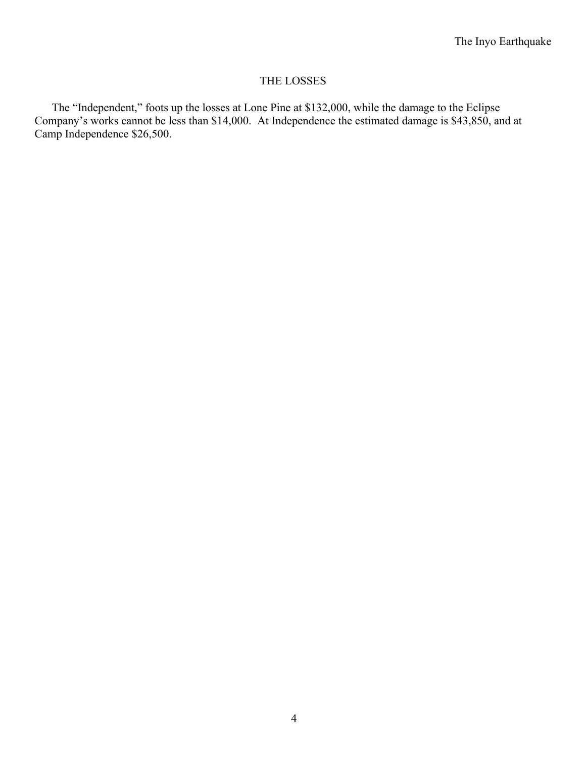## THE LOSSES

The "Independent," foots up the losses at Lone Pine at $132,000, while the damage to the Eclipse Company's works cannot be less than $14,000. At Independence the estimated damage is $43,850, and at Camp Independence $26,500.